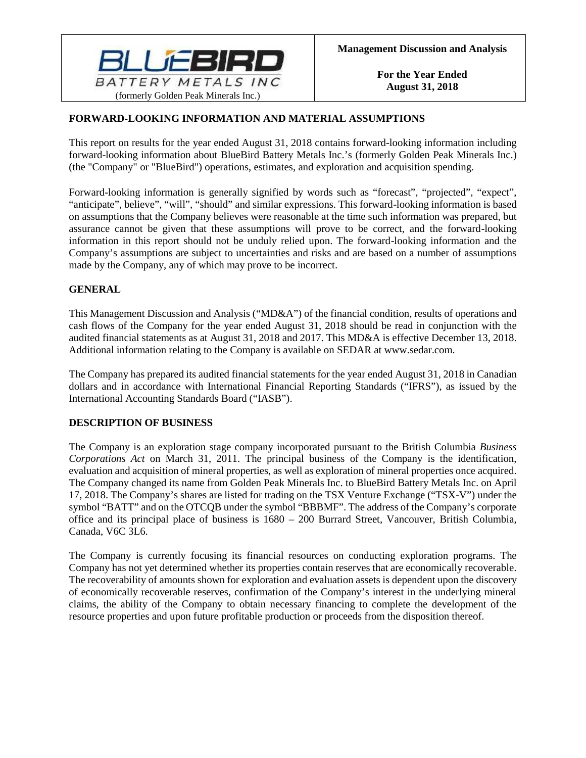BLUEBIRD BATTERY METALS INC
(formerly Golden Peak Minerals Inc.)

**Management Discussion and Analysis**

**For the Year Ended August 31, 2018**

## FORWARD-LOOKING INFORMATION AND MATERIAL ASSUMPTIONS

This report on results for the year ended August 31, 2018 contains forward-looking information including forward-looking information about BlueBird Battery Metals Inc.'s (formerly Golden Peak Minerals Inc.) (the "Company" or "BlueBird") operations, estimates, and exploration and acquisition spending.

Forward-looking information is generally signified by words such as "forecast", "projected", "expect", "anticipate", believe", "will", "should" and similar expressions. This forward-looking information is based on assumptions that the Company believes were reasonable at the time such information was prepared, but assurance cannot be given that these assumptions will prove to be correct, and the forward-looking information in this report should not be unduly relied upon. The forward-looking information and the Company's assumptions are subject to uncertainties and risks and are based on a number of assumptions made by the Company, any of which may prove to be incorrect.

## GENERAL

This Management Discussion and Analysis ("MD&A") of the financial condition, results of operations and cash flows of the Company for the year ended August 31, 2018 should be read in conjunction with the audited financial statements as at August 31, 2018 and 2017. This MD&A is effective December 13, 2018. Additional information relating to the Company is available on SEDAR at www.sedar.com.

The Company has prepared its audited financial statements for the year ended August 31, 2018 in Canadian dollars and in accordance with International Financial Reporting Standards ("IFRS"), as issued by the International Accounting Standards Board ("IASB").

## DESCRIPTION OF BUSINESS

The Company is an exploration stage company incorporated pursuant to the British Columbia *Business Corporations Act* on March 31, 2011. The principal business of the Company is the identification, evaluation and acquisition of mineral properties, as well as exploration of mineral properties once acquired. The Company changed its name from Golden Peak Minerals Inc. to BlueBird Battery Metals Inc. on April 17, 2018. The Company's shares are listed for trading on the TSX Venture Exchange ("TSX-V") under the symbol "BATT" and on the OTCQB under the symbol "BBBMF". The address of the Company's corporate office and its principal place of business is 1680 – 200 Burrard Street, Vancouver, British Columbia, Canada, V6C 3L6.

The Company is currently focusing its financial resources on conducting exploration programs. The Company has not yet determined whether its properties contain reserves that are economically recoverable. The recoverability of amounts shown for exploration and evaluation assets is dependent upon the discovery of economically recoverable reserves, confirmation of the Company's interest in the underlying mineral claims, the ability of the Company to obtain necessary financing to complete the development of the resource properties and upon future profitable production or proceeds from the disposition thereof.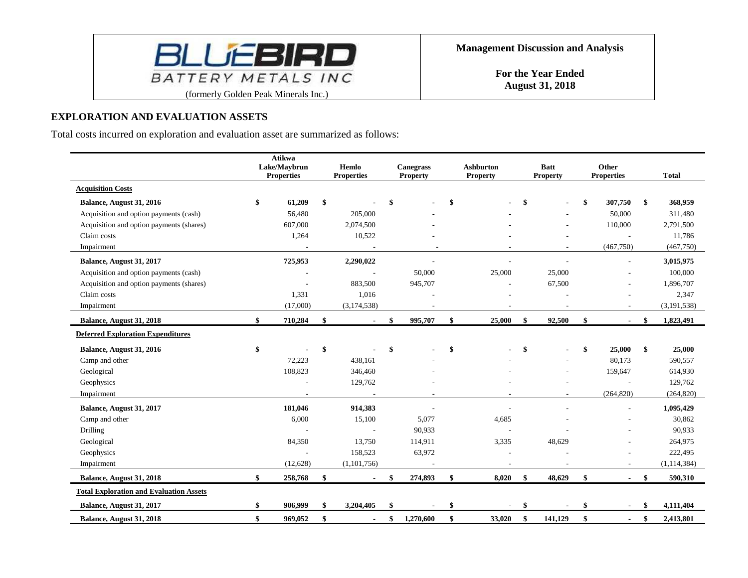## EXPLORATION AND EVALUATION ASSETS

Total costs incurred on exploration and evaluation asset are summarized as follows:

| | Atikwa Lake/Maybrun Properties | Hemlo Properties | Canegrass Property | Ashburton Property | Batt Property | Other Properties | Total |
|---|---|---|---|---|---|---|---|
| **Acquisition Costs** | | | | | | | |
| **Balance, August 31, 2016** | **$ 61,209** | **$ -** | **$ -** | **$ -** | **$ -** | **$ 307,750** | **$ 368,959** |
| Acquisition and option payments (cash) | 56,480 | 205,000 | - | - | - | 50,000 | 311,480 |
| Acquisition and option payments (shares) | 607,000 | 2,074,500 | - | - | - | 110,000 | 2,791,500 |
| Claim costs | 1,264 | 10,522 | - | - | - | - | 11,786 |
| Impairment | - | - | - | - | - | (467,750) | (467,750) |
| **Balance, August 31, 2017** | **725,953** | **2,290,022** | **-** | **-** | **-** | **-** | **3,015,975** |
| Acquisition and option payments (cash) | - | - | 50,000 | 25,000 | 25,000 | - | 100,000 |
| Acquisition and option payments (shares) | - | 883,500 | 945,707 | - | 67,500 | - | 1,896,707 |
| Claim costs | 1,331 | 1,016 | - | - | - | - | 2,347 |
| Impairment | (17,000) | (3,174,538) | - | - | - | - | (3,191,538) |
| **Balance, August 31, 2018** | **$ 710,284** | **$ -** | **$ 995,707** | **$ 25,000** | **$ 92,500** | **$ -** | **$ 1,823,491** |
| **Deferred Exploration Expenditures** | | | | | | | |
| **Balance, August 31, 2016** | **$ -** | **$ -** | **$ -** | **$ -** | **$ -** | **$ 25,000** | **$ 25,000** |
| Camp and other | 72,223 | 438,161 | - | - | - | 80,173 | 590,557 |
| Geological | 108,823 | 346,460 | - | - | - | 159,647 | 614,930 |
| Geophysics | - | 129,762 | - | - | - | - | 129,762 |
| Impairment | - | - | - | - | - | (264,820) | (264,820) |
| **Balance, August 31, 2017** | **181,046** | **914,383** | **-** | **-** | **-** | **-** | **1,095,429** |
| Camp and other | 6,000 | 15,100 | 5,077 | 4,685 | - | - | 30,862 |
| Drilling | - | - | 90,933 | - | - | - | 90,933 |
| Geological | 84,350 | 13,750 | 114,911 | 3,335 | 48,629 | - | 264,975 |
| Geophysics | - | 158,523 | 63,972 | - | - | - | 222,495 |
| Impairment | (12,628) | (1,101,756) | - | - | - | - | (1,114,384) |
| **Balance, August 31, 2018** | **$ 258,768** | **$ -** | **$ 274,893** | **$ 8,020** | **$ 48,629** | **$ -** | **$ 590,310** |
| **Total Exploration and Evaluation Assets** | | | | | | | |
| **Balance, August 31, 2017** | **$ 906,999** | **$ 3,204,405** | **$ -** | **$ -** | **$ -** | **$ -** | **$ 4,111,404** |
| **Balance, August 31, 2018** | **$ 969,052** | **$ -** | **$ 1,270,600** | **$ 33,020** | **$ 141,129** | **$ -** | **$ 2,413,801** |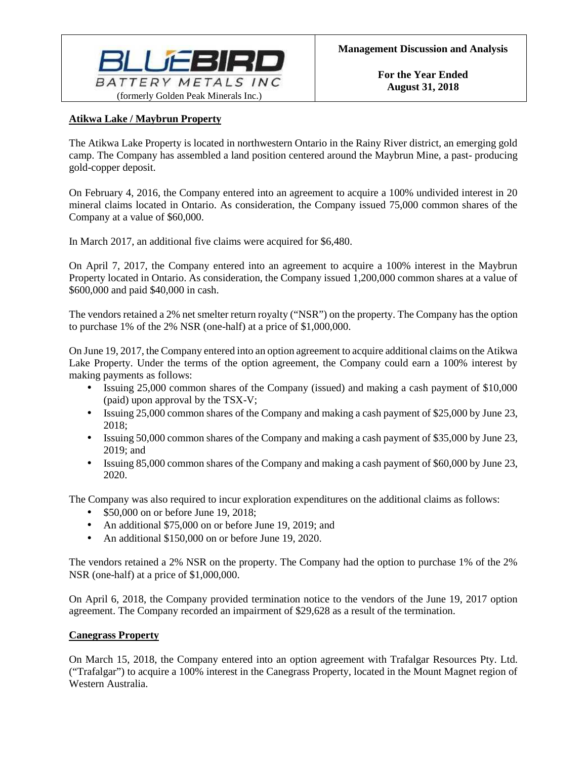## Atikwa Lake / Maybrun Property

The Atikwa Lake Property is located in northwestern Ontario in the Rainy River district, an emerging gold camp. The Company has assembled a land position centered around the Maybrun Mine, a past- producing gold-copper deposit.

On February 4, 2016, the Company entered into an agreement to acquire a 100% undivided interest in 20 mineral claims located in Ontario. As consideration, the Company issued 75,000 common shares of the Company at a value of $60,000.

In March 2017, an additional five claims were acquired for $6,480.

On April 7, 2017, the Company entered into an agreement to acquire a 100% interest in the Maybrun Property located in Ontario. As consideration, the Company issued 1,200,000 common shares at a value of $600,000 and paid $40,000 in cash.

The vendors retained a 2% net smelter return royalty ("NSR") on the property. The Company has the option to purchase 1% of the 2% NSR (one-half) at a price of $1,000,000.

On June 19, 2017, the Company entered into an option agreement to acquire additional claims on the Atikwa Lake Property. Under the terms of the option agreement, the Company could earn a 100% interest by making payments as follows:

- Issuing 25,000 common shares of the Company (issued) and making a cash payment of $10,000 (paid) upon approval by the TSX-V;
- Issuing 25,000 common shares of the Company and making a cash payment of $25,000 by June 23, 2018;
- Issuing 50,000 common shares of the Company and making a cash payment of $35,000 by June 23, 2019; and
- Issuing 85,000 common shares of the Company and making a cash payment of $60,000 by June 23, 2020.

The Company was also required to incur exploration expenditures on the additional claims as follows:

- $50,000 on or before June 19, 2018;
- An additional $75,000 on or before June 19, 2019; and
- An additional $150,000 on or before June 19, 2020.

The vendors retained a 2% NSR on the property. The Company had the option to purchase 1% of the 2% NSR (one-half) at a price of $1,000,000.

On April 6, 2018, the Company provided termination notice to the vendors of the June 19, 2017 option agreement. The Company recorded an impairment of $29,628 as a result of the termination.

## Canegrass Property

On March 15, 2018, the Company entered into an option agreement with Trafalgar Resources Pty. Ltd. ("Trafalgar") to acquire a 100% interest in the Canegrass Property, located in the Mount Magnet region of Western Australia.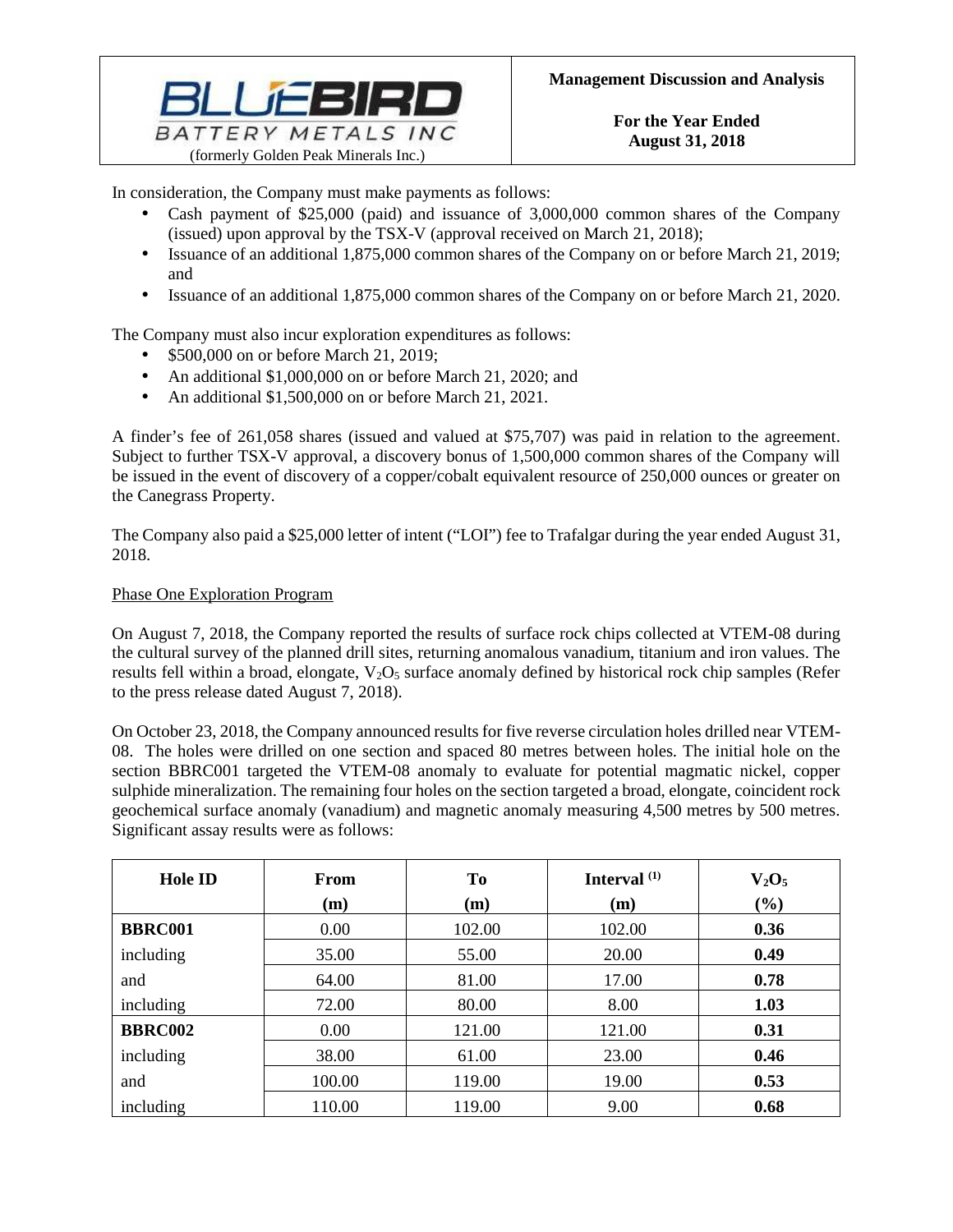In consideration, the Company must make payments as follows:

- Cash payment of $25,000 (paid) and issuance of 3,000,000 common shares of the Company (issued) upon approval by the TSX-V (approval received on March 21, 2018);
- Issuance of an additional 1,875,000 common shares of the Company on or before March 21, 2019; and
- Issuance of an additional 1,875,000 common shares of the Company on or before March 21, 2020.

The Company must also incur exploration expenditures as follows:

- $500,000 on or before March 21, 2019;
- An additional $1,000,000 on or before March 21, 2020; and
- An additional $1,500,000 on or before March 21, 2021.

A finder's fee of 261,058 shares (issued and valued at $75,707) was paid in relation to the agreement. Subject to further TSX-V approval, a discovery bonus of 1,500,000 common shares of the Company will be issued in the event of discovery of a copper/cobalt equivalent resource of 250,000 ounces or greater on the Canegrass Property.

The Company also paid a $25,000 letter of intent ("LOI") fee to Trafalgar during the year ended August 31, 2018.

Phase One Exploration Program

On August 7, 2018, the Company reported the results of surface rock chips collected at VTEM-08 during the cultural survey of the planned drill sites, returning anomalous vanadium, titanium and iron values. The results fell within a broad, elongate, $V_2O_5$ surface anomaly defined by historical rock chip samples (Refer to the press release dated August 7, 2018).

On October 23, 2018, the Company announced results for five reverse circulation holes drilled near VTEM-08. The holes were drilled on one section and spaced 80 metres between holes. The initial hole on the section BBRC001 targeted the VTEM-08 anomaly to evaluate for potential magmatic nickel, copper sulphide mineralization. The remaining four holes on the section targeted a broad, elongate, coincident rock geochemical surface anomaly (vanadium) and magnetic anomaly measuring 4,500 metres by 500 metres. Significant assay results were as follows:

| Hole ID | From (m) | To (m) | Interval [1] (m) | $V_2O_5$ (%) |
|---|---|---|---|---|
| **BBRC001** | 0.00 | 102.00 | 102.00 | **0.36** |
| including | 35.00 | 55.00 | 20.00 | **0.49** |
| and | 64.00 | 81.00 | 17.00 | **0.78** |
| including | 72.00 | 80.00 | 8.00 | **1.03** |
| **BBRC002** | 0.00 | 121.00 | 121.00 | **0.31** |
| including | 38.00 | 61.00 | 23.00 | **0.46** |
| and | 100.00 | 119.00 | 19.00 | **0.53** |
| including | 110.00 | 119.00 | 9.00 | **0.68** |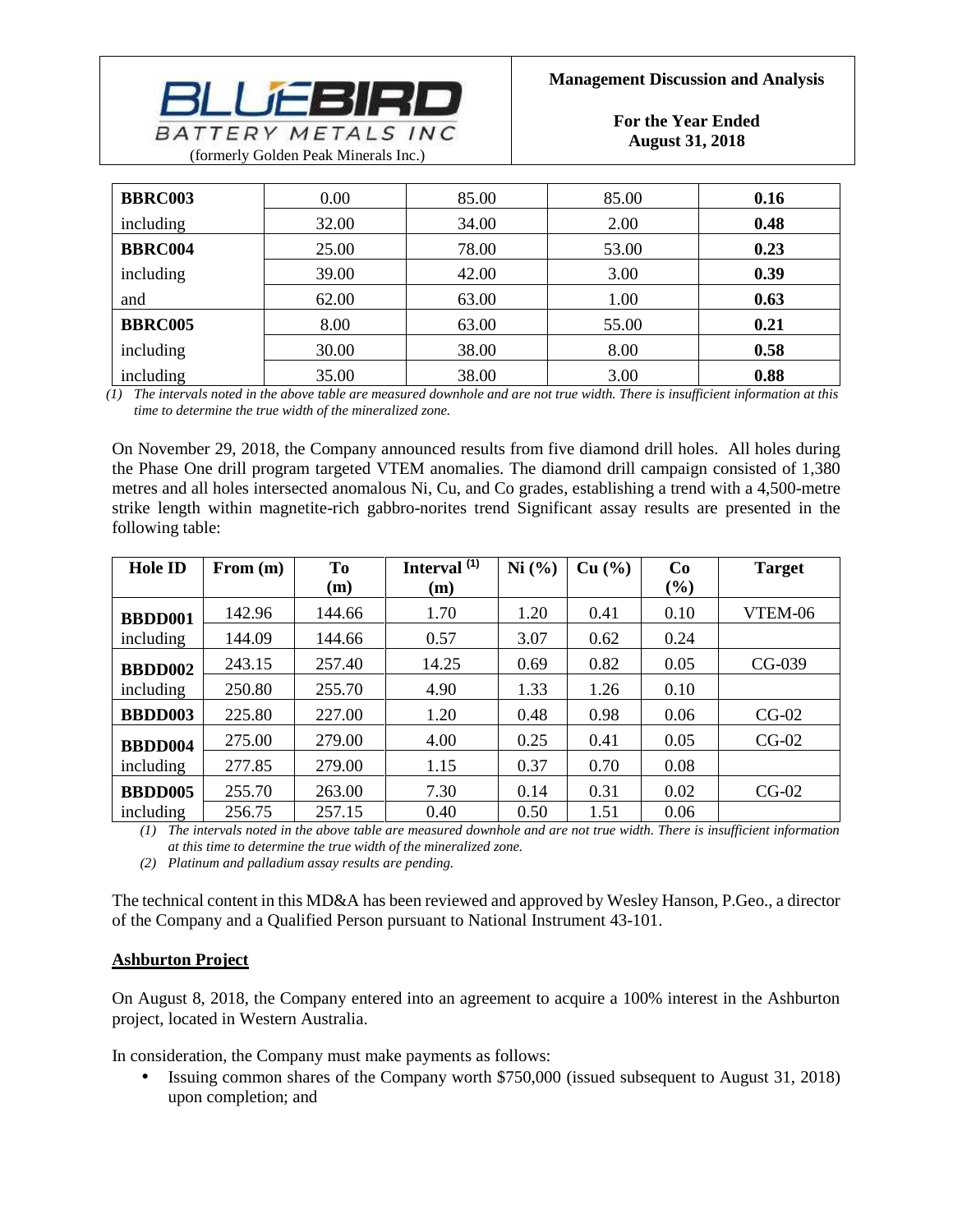| **BBRC003** | 0.00 | 85.00 | 85.00 | **0.16** |
|---|---|---|---|---|
| including | 32.00 | 34.00 | 2.00 | **0.48** |
| **BBRC004** | 25.00 | 78.00 | 53.00 | **0.23** |
| including | 39.00 | 42.00 | 3.00 | **0.39** |
| and | 62.00 | 63.00 | 1.00 | **0.63** |
| **BBRC005** | 8.00 | 63.00 | 55.00 | **0.21** |
| including | 30.00 | 38.00 | 8.00 | **0.58** |
| including | 35.00 | 38.00 | 3.00 | **0.88** |

*(1) The intervals noted in the above table are measured downhole and are not true width. There is insufficient information at this time to determine the true width of the mineralized zone.*

On November 29, 2018, the Company announced results from five diamond drill holes. All holes during the Phase One drill program targeted VTEM anomalies. The diamond drill campaign consisted of 1,380 metres and all holes intersected anomalous Ni, Cu, and Co grades, establishing a trend with a 4,500-metre strike length within magnetite-rich gabbro-norites trend Significant assay results are presented in the following table:

| Hole ID | From (m) | To (m) | Interval [(1)] (m) | Ni (%) | Cu (%) | Co (%) | Target |
|---|---|---|---|---|---|---|---|
| **BBDD001** | 142.96 | 144.66 | 1.70 | 1.20 | 0.41 | 0.10 | VTEM-06 |
| including | 144.09 | 144.66 | 0.57 | 3.07 | 0.62 | 0.24 | |
| **BBDD002** | 243.15 | 257.40 | 14.25 | 0.69 | 0.82 | 0.05 | CG-039 |
| including | 250.80 | 255.70 | 4.90 | 1.33 | 1.26 | 0.10 | |
| **BBDD003** | 225.80 | 227.00 | 1.20 | 0.48 | 0.98 | 0.06 | CG-02 |
| **BBDD004** | 275.00 | 279.00 | 4.00 | 0.25 | 0.41 | 0.05 | CG-02 |
| including | 277.85 | 279.00 | 1.15 | 0.37 | 0.70 | 0.08 | |
| **BBDD005** | 255.70 | 263.00 | 7.30 | 0.14 | 0.31 | 0.02 | CG-02 |
| including | 256.75 | 257.15 | 0.40 | 0.50 | 1.51 | 0.06 | |

*(1) The intervals noted in the above table are measured downhole and are not true width. There is insufficient information at this time to determine the true width of the mineralized zone.*

*(2) Platinum and palladium assay results are pending.*

The technical content in this MD&A has been reviewed and approved by Wesley Hanson, P.Geo., a director of the Company and a Qualified Person pursuant to National Instrument 43-101.

**Ashburton Project**

On August 8, 2018, the Company entered into an agreement to acquire a 100% interest in the Ashburton project, located in Western Australia.

In consideration, the Company must make payments as follows:

- Issuing common shares of the Company worth $750,000 (issued subsequent to August 31, 2018) upon completion; and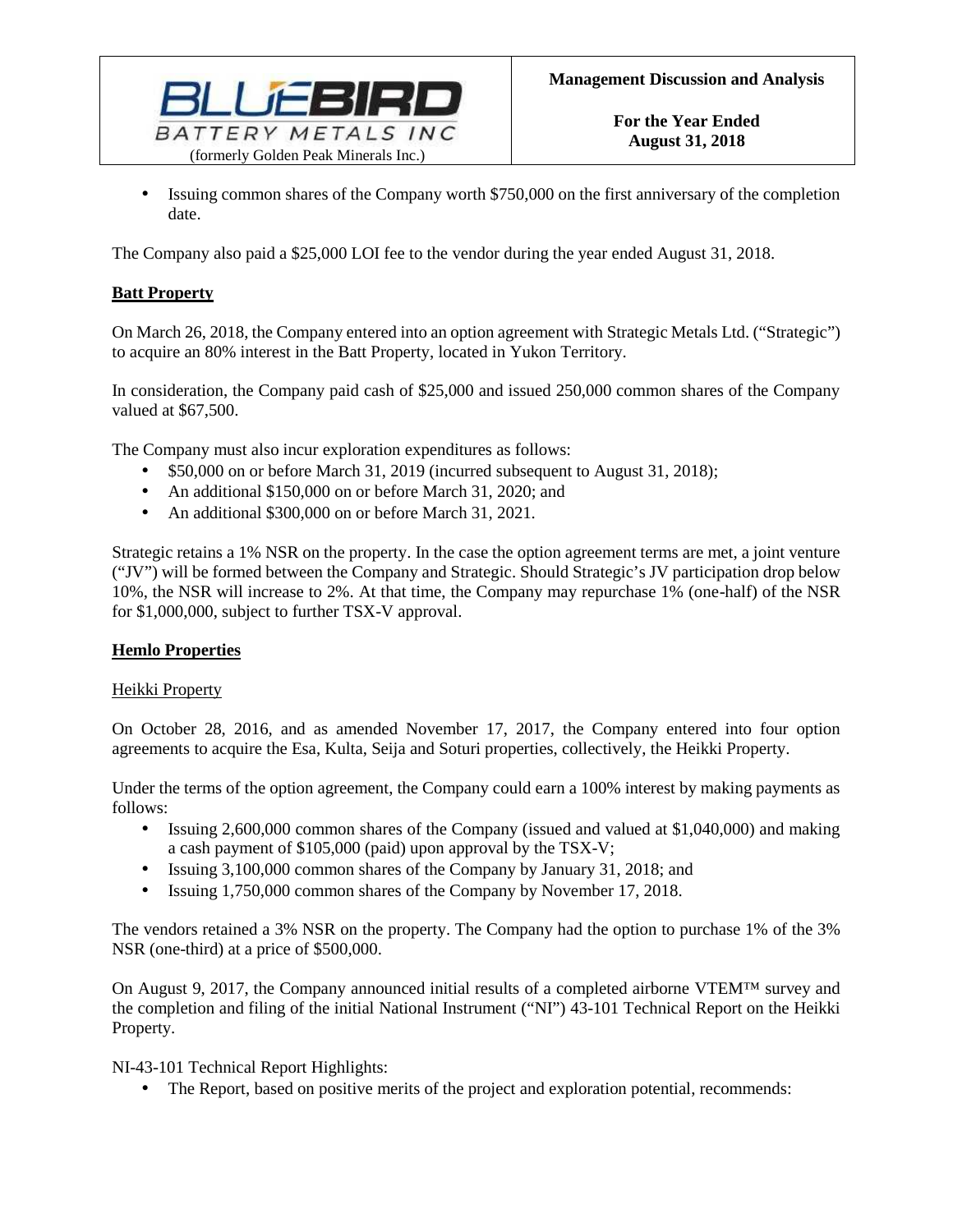- Issuing common shares of the Company worth $750,000 on the first anniversary of the completion date.

The Company also paid a $25,000 LOI fee to the vendor during the year ended August 31, 2018.

**Batt Property**

On March 26, 2018, the Company entered into an option agreement with Strategic Metals Ltd. ("Strategic") to acquire an 80% interest in the Batt Property, located in Yukon Territory.

In consideration, the Company paid cash of $25,000 and issued 250,000 common shares of the Company valued at $67,500.

The Company must also incur exploration expenditures as follows:

- $50,000 on or before March 31, 2019 (incurred subsequent to August 31, 2018);
- An additional $150,000 on or before March 31, 2020; and
- An additional $300,000 on or before March 31, 2021.

Strategic retains a 1% NSR on the property. In the case the option agreement terms are met, a joint venture ("JV") will be formed between the Company and Strategic. Should Strategic's JV participation drop below 10%, the NSR will increase to 2%. At that time, the Company may repurchase 1% (one-half) of the NSR for $1,000,000, subject to further TSX-V approval.

**Hemlo Properties**

Heikki Property

On October 28, 2016, and as amended November 17, 2017, the Company entered into four option agreements to acquire the Esa, Kulta, Seija and Soturi properties, collectively, the Heikki Property.

Under the terms of the option agreement, the Company could earn a 100% interest by making payments as follows:

- Issuing 2,600,000 common shares of the Company (issued and valued at $1,040,000) and making a cash payment of $105,000 (paid) upon approval by the TSX-V;
- Issuing 3,100,000 common shares of the Company by January 31, 2018; and
- Issuing 1,750,000 common shares of the Company by November 17, 2018.

The vendors retained a 3% NSR on the property. The Company had the option to purchase 1% of the 3% NSR (one-third) at a price of $500,000.

On August 9, 2017, the Company announced initial results of a completed airborne VTEM™ survey and the completion and filing of the initial National Instrument ("NI") 43-101 Technical Report on the Heikki Property.

NI-43-101 Technical Report Highlights:

- The Report, based on positive merits of the project and exploration potential, recommends: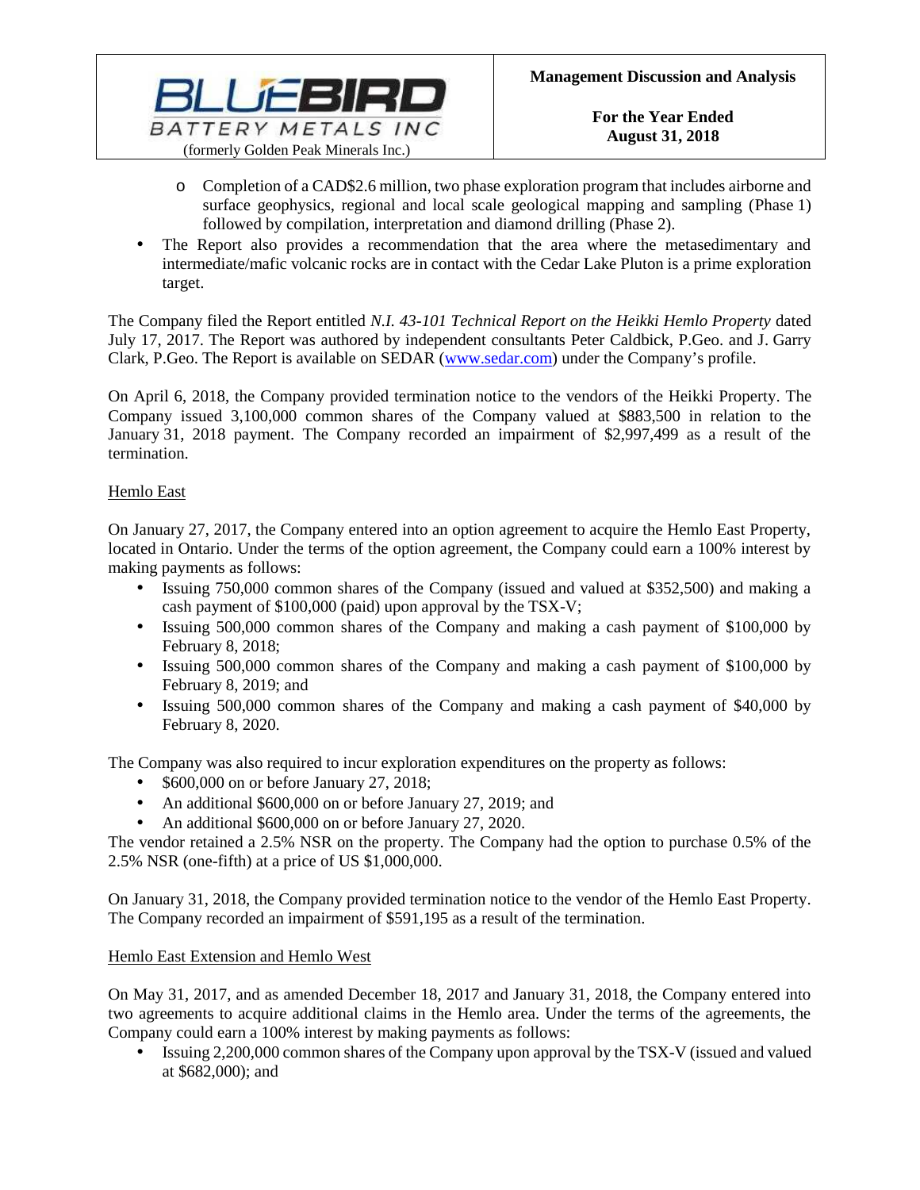- Completion of a CAD$2.6 million, two phase exploration program that includes airborne and surface geophysics, regional and local scale geological mapping and sampling (Phase 1) followed by compilation, interpretation and diamond drilling (Phase 2).
- The Report also provides a recommendation that the area where the metasedimentary and intermediate/mafic volcanic rocks are in contact with the Cedar Lake Pluton is a prime exploration target.

The Company filed the Report entitled *N.I. 43-101 Technical Report on the Heikki Hemlo Property* dated July 17, 2017. The Report was authored by independent consultants Peter Caldbick, P.Geo. and J. Garry Clark, P.Geo. The Report is available on SEDAR (www.sedar.com) under the Company's profile.

On April 6, 2018, the Company provided termination notice to the vendors of the Heikki Property. The Company issued 3,100,000 common shares of the Company valued at $883,500 in relation to the January 31, 2018 payment. The Company recorded an impairment of $2,997,499 as a result of the termination.

Hemlo East

On January 27, 2017, the Company entered into an option agreement to acquire the Hemlo East Property, located in Ontario. Under the terms of the option agreement, the Company could earn a 100% interest by making payments as follows:

- Issuing 750,000 common shares of the Company (issued and valued at $352,500) and making a cash payment of $100,000 (paid) upon approval by the TSX-V;
- Issuing 500,000 common shares of the Company and making a cash payment of $100,000 by February 8, 2018;
- Issuing 500,000 common shares of the Company and making a cash payment of $100,000 by February 8, 2019; and
- Issuing 500,000 common shares of the Company and making a cash payment of $40,000 by February 8, 2020.

The Company was also required to incur exploration expenditures on the property as follows:

- $600,000 on or before January 27, 2018;
- An additional $600,000 on or before January 27, 2019; and
- An additional $600,000 on or before January 27, 2020.

The vendor retained a 2.5% NSR on the property. The Company had the option to purchase 0.5% of the 2.5% NSR (one-fifth) at a price of US $1,000,000.

On January 31, 2018, the Company provided termination notice to the vendor of the Hemlo East Property. The Company recorded an impairment of $591,195 as a result of the termination.

Hemlo East Extension and Hemlo West

On May 31, 2017, and as amended December 18, 2017 and January 31, 2018, the Company entered into two agreements to acquire additional claims in the Hemlo area. Under the terms of the agreements, the Company could earn a 100% interest by making payments as follows:

- Issuing 2,200,000 common shares of the Company upon approval by the TSX-V (issued and valued at $682,000); and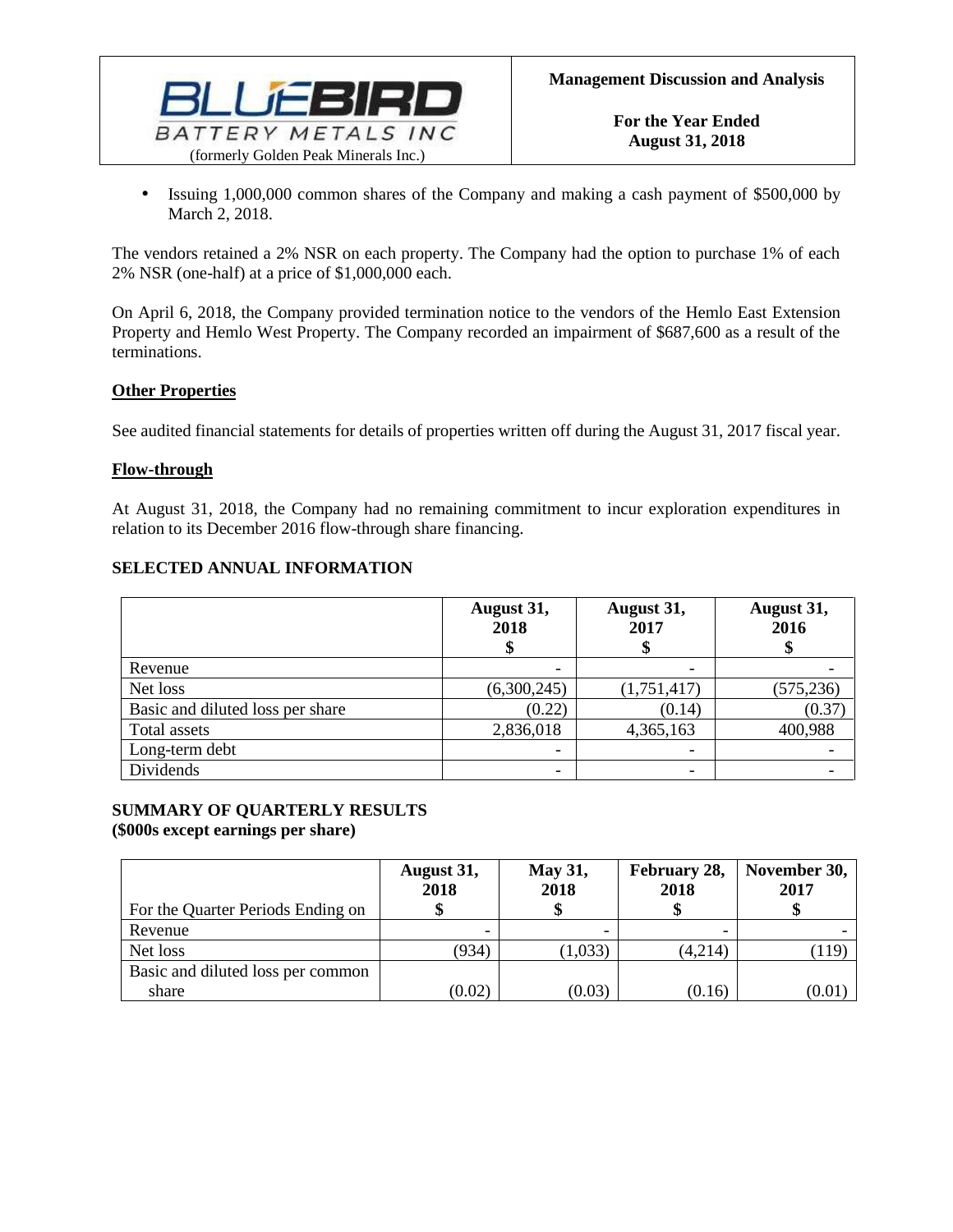- Issuing 1,000,000 common shares of the Company and making a cash payment of $500,000 by March 2, 2018.

The vendors retained a 2% NSR on each property. The Company had the option to purchase 1% of each 2% NSR (one-half) at a price of $1,000,000 each.

On April 6, 2018, the Company provided termination notice to the vendors of the Hemlo East Extension Property and Hemlo West Property. The Company recorded an impairment of $687,600 as a result of the terminations.

**Other Properties**

See audited financial statements for details of properties written off during the August 31, 2017 fiscal year.

**Flow-through**

At August 31, 2018, the Company had no remaining commitment to incur exploration expenditures in relation to its December 2016 flow-through share financing.

## SELECTED ANNUAL INFORMATION

| | August 31, 2018 $ | August 31, 2017 $ | August 31, 2016 $ |
|---|---|---|---|
| Revenue | - | - | - |
| Net loss | (6,300,245) | (1,751,417) | (575,236) |
| Basic and diluted loss per share | (0.22) | (0.14) | (0.37) |
| Total assets | 2,836,018 | 4,365,163 | 400,988 |
| Long-term debt | - | - | - |
| Dividends | - | - | - |

## SUMMARY OF QUARTERLY RESULTS
**($000s except earnings per share)**

| For the Quarter Periods Ending on | August 31, 2018 $ | May 31, 2018 $ | February 28, 2018 $ | November 30, 2017 $ |
|---|---|---|---|---|
| Revenue | - | - | - | - |
| Net loss | (934) | (1,033) | (4,214) | (119) |
| Basic and diluted loss per common share | (0.02) | (0.03) | (0.16) | (0.01) |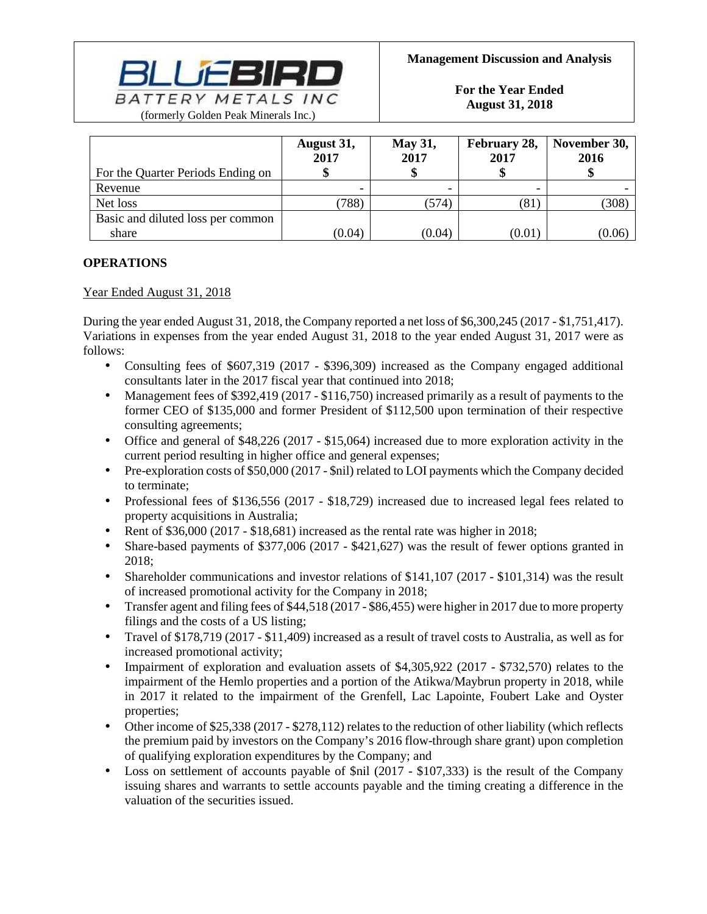| For the Quarter Periods Ending on | August 31, 2017 $ | May 31, 2017 $ | February 28, 2017 $ | November 30, 2016 $ |
|---|---|---|---|---|
| Revenue | - | - | - | - |
| Net loss | (788) | (574) | (81) | (308) |
| Basic and diluted loss per common share | (0.04) | (0.04) | (0.01) | (0.06) |

## OPERATIONS

Year Ended August 31, 2018

During the year ended August 31, 2018, the Company reported a net loss of $6,300,245 (2017 - $1,751,417). Variations in expenses from the year ended August 31, 2018 to the year ended August 31, 2017 were as follows:

- Consulting fees of $607,319 (2017 - $396,309) increased as the Company engaged additional consultants later in the 2017 fiscal year that continued into 2018;
- Management fees of $392,419 (2017 - $116,750) increased primarily as a result of payments to the former CEO of $135,000 and former President of $112,500 upon termination of their respective consulting agreements;
- Office and general of $48,226 (2017 - $15,064) increased due to more exploration activity in the current period resulting in higher office and general expenses;
- Pre-exploration costs of $50,000 (2017 - $nil) related to LOI payments which the Company decided to terminate;
- Professional fees of $136,556 (2017 - $18,729) increased due to increased legal fees related to property acquisitions in Australia;
- Rent of $36,000 (2017 - $18,681) increased as the rental rate was higher in 2018;
- Share-based payments of $377,006 (2017 - $421,627) was the result of fewer options granted in 2018;
- Shareholder communications and investor relations of $141,107 (2017 - $101,314) was the result of increased promotional activity for the Company in 2018;
- Transfer agent and filing fees of $44,518 (2017 - $86,455) were higher in 2017 due to more property filings and the costs of a US listing;
- Travel of $178,719 (2017 - $11,409) increased as a result of travel costs to Australia, as well as for increased promotional activity;
- Impairment of exploration and evaluation assets of $4,305,922 (2017 - $732,570) relates to the impairment of the Hemlo properties and a portion of the Atikwa/Maybrun property in 2018, while in 2017 it related to the impairment of the Grenfell, Lac Lapointe, Foubert Lake and Oyster properties;
- Other income of $25,338 (2017 - $278,112) relates to the reduction of other liability (which reflects the premium paid by investors on the Company's 2016 flow-through share grant) upon completion of qualifying exploration expenditures by the Company; and
- Loss on settlement of accounts payable of $nil (2017 - $107,333) is the result of the Company issuing shares and warrants to settle accounts payable and the timing creating a difference in the valuation of the securities issued.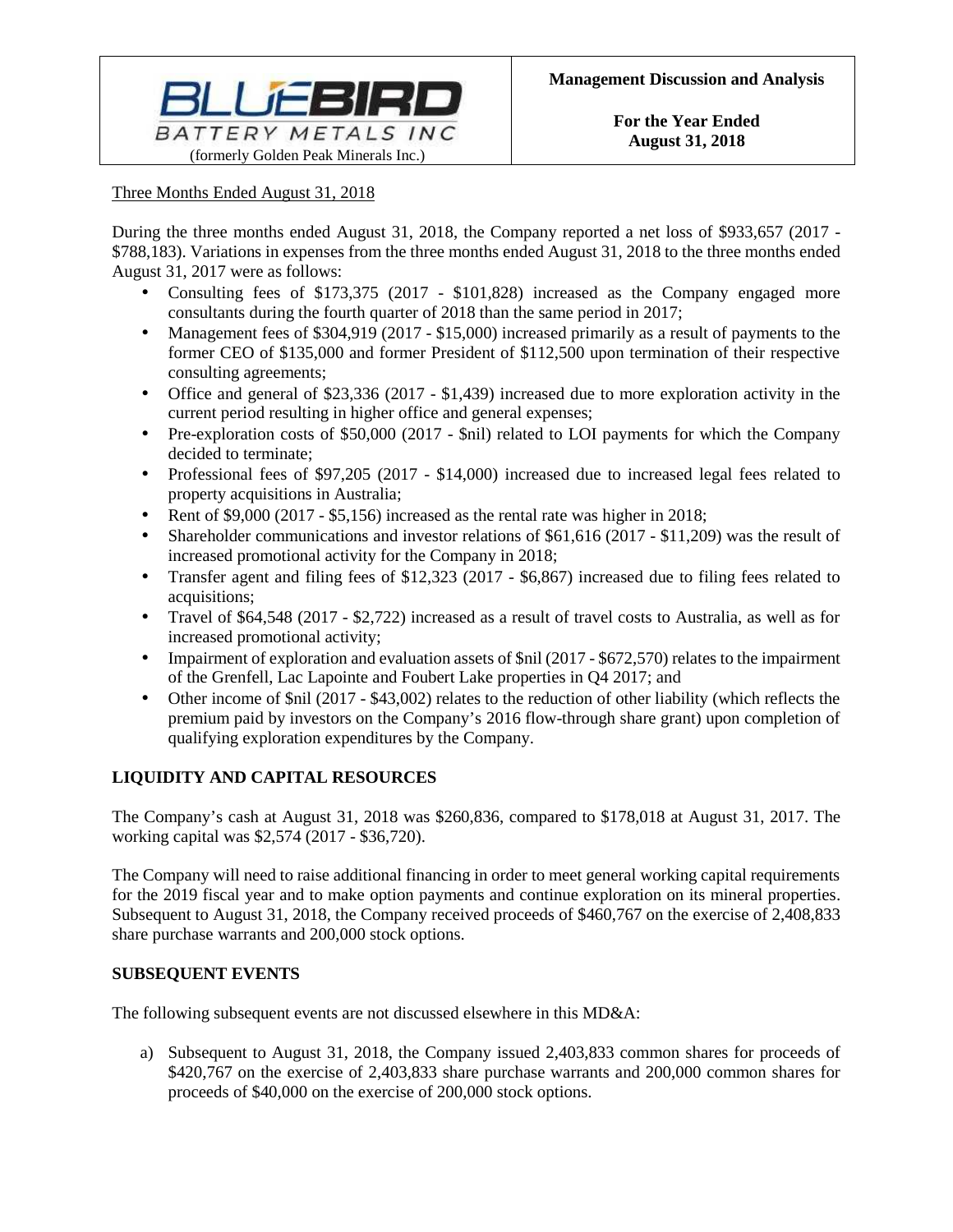Three Months Ended August 31, 2018

During the three months ended August 31, 2018, the Company reported a net loss of $933,657 (2017 - $788,183). Variations in expenses from the three months ended August 31, 2018 to the three months ended August 31, 2017 were as follows:

- Consulting fees of $173,375 (2017 - $101,828) increased as the Company engaged more consultants during the fourth quarter of 2018 than the same period in 2017;
- Management fees of $304,919 (2017 - $15,000) increased primarily as a result of payments to the former CEO of $135,000 and former President of $112,500 upon termination of their respective consulting agreements;
- Office and general of $23,336 (2017 - $1,439) increased due to more exploration activity in the current period resulting in higher office and general expenses;
- Pre-exploration costs of $50,000 (2017 - $nil) related to LOI payments for which the Company decided to terminate;
- Professional fees of $97,205 (2017 - $14,000) increased due to increased legal fees related to property acquisitions in Australia;
- Rent of $9,000 (2017 - $5,156) increased as the rental rate was higher in 2018;
- Shareholder communications and investor relations of $61,616 (2017 - $11,209) was the result of increased promotional activity for the Company in 2018;
- Transfer agent and filing fees of $12,323 (2017 - $6,867) increased due to filing fees related to acquisitions;
- Travel of $64,548 (2017 - $2,722) increased as a result of travel costs to Australia, as well as for increased promotional activity;
- Impairment of exploration and evaluation assets of $nil (2017 - $672,570) relates to the impairment of the Grenfell, Lac Lapointe and Foubert Lake properties in Q4 2017; and
- Other income of $nil (2017 - $43,002) relates to the reduction of other liability (which reflects the premium paid by investors on the Company's 2016 flow-through share grant) upon completion of qualifying exploration expenditures by the Company.

## LIQUIDITY AND CAPITAL RESOURCES

The Company's cash at August 31, 2018 was $260,836, compared to $178,018 at August 31, 2017. The working capital was $2,574 (2017 - $36,720).

The Company will need to raise additional financing in order to meet general working capital requirements for the 2019 fiscal year and to make option payments and continue exploration on its mineral properties. Subsequent to August 31, 2018, the Company received proceeds of $460,767 on the exercise of 2,408,833 share purchase warrants and 200,000 stock options.

## SUBSEQUENT EVENTS

The following subsequent events are not discussed elsewhere in this MD&A:

a) Subsequent to August 31, 2018, the Company issued 2,403,833 common shares for proceeds of $420,767 on the exercise of 2,403,833 share purchase warrants and 200,000 common shares for proceeds of $40,000 on the exercise of 200,000 stock options.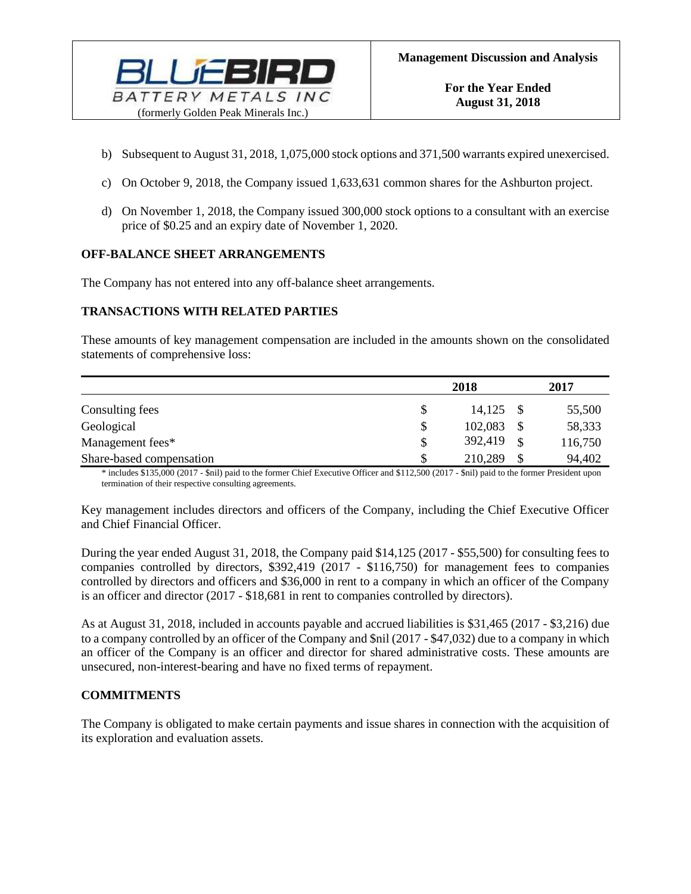b) Subsequent to August 31, 2018, 1,075,000 stock options and 371,500 warrants expired unexercised.

c) On October 9, 2018, the Company issued 1,633,631 common shares for the Ashburton project.

d) On November 1, 2018, the Company issued 300,000 stock options to a consultant with an exercise price of $0.25 and an expiry date of November 1, 2020.

## OFF-BALANCE SHEET ARRANGEMENTS

The Company has not entered into any off-balance sheet arrangements.

## TRANSACTIONS WITH RELATED PARTIES

These amounts of key management compensation are included in the amounts shown on the consolidated statements of comprehensive loss:

| | | 2018 | | 2017 |
|---|---|---|---|---|
| Consulting fees | $ | 14,125 | $ | 55,500 |
| Geological | $ | 102,083 | $ | 58,333 |
| Management fees* | $ | 392,419 | $ | 116,750 |
| Share-based compensation | $ | 210,289 | $ | 94,402 |

\* includes $135,000 (2017 - $nil) paid to the former Chief Executive Officer and $112,500 (2017 - $nil) paid to the former President upon termination of their respective consulting agreements.

Key management includes directors and officers of the Company, including the Chief Executive Officer and Chief Financial Officer.

During the year ended August 31, 2018, the Company paid $14,125 (2017 - $55,500) for consulting fees to companies controlled by directors, $392,419 (2017 - $116,750) for management fees to companies controlled by directors and officers and $36,000 in rent to a company in which an officer of the Company is an officer and director (2017 - $18,681 in rent to companies controlled by directors).

As at August 31, 2018, included in accounts payable and accrued liabilities is $31,465 (2017 - $3,216) due to a company controlled by an officer of the Company and $nil (2017 - $47,032) due to a company in which an officer of the Company is an officer and director for shared administrative costs. These amounts are unsecured, non-interest-bearing and have no fixed terms of repayment.

## COMMITMENTS

The Company is obligated to make certain payments and issue shares in connection with the acquisition of its exploration and evaluation assets.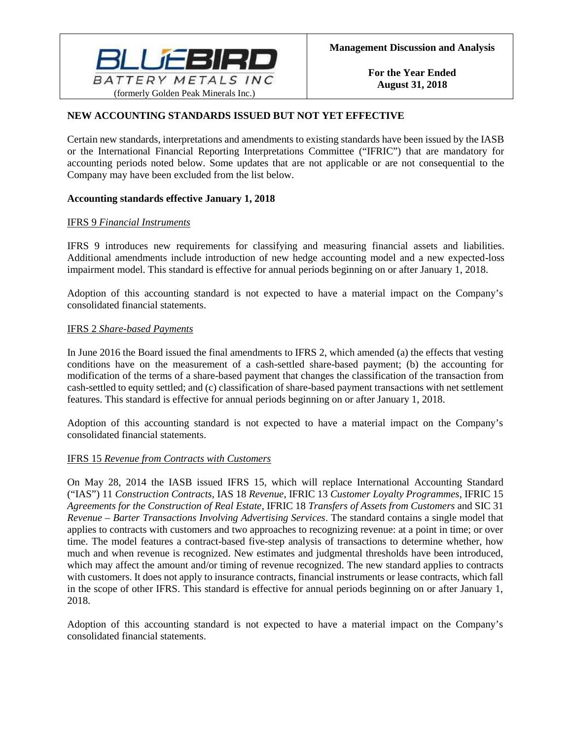## NEW ACCOUNTING STANDARDS ISSUED BUT NOT YET EFFECTIVE

Certain new standards, interpretations and amendments to existing standards have been issued by the IASB or the International Financial Reporting Interpretations Committee ("IFRIC") that are mandatory for accounting periods noted below. Some updates that are not applicable or are not consequential to the Company may have been excluded from the list below.

### Accounting standards effective January 1, 2018

IFRS 9 *Financial Instruments*

IFRS 9 introduces new requirements for classifying and measuring financial assets and liabilities. Additional amendments include introduction of new hedge accounting model and a new expected-loss impairment model. This standard is effective for annual periods beginning on or after January 1, 2018.

Adoption of this accounting standard is not expected to have a material impact on the Company's consolidated financial statements.

IFRS 2 *Share-based Payments*

In June 2016 the Board issued the final amendments to IFRS 2, which amended (a) the effects that vesting conditions have on the measurement of a cash-settled share-based payment; (b) the accounting for modification of the terms of a share-based payment that changes the classification of the transaction from cash-settled to equity settled; and (c) classification of share-based payment transactions with net settlement features. This standard is effective for annual periods beginning on or after January 1, 2018.

Adoption of this accounting standard is not expected to have a material impact on the Company's consolidated financial statements.

IFRS 15 *Revenue from Contracts with Customers*

On May 28, 2014 the IASB issued IFRS 15, which will replace International Accounting Standard ("IAS") 11 *Construction Contracts*, IAS 18 *Revenue*, IFRIC 13 *Customer Loyalty Programmes*, IFRIC 15 *Agreements for the Construction of Real Estate*, IFRIC 18 *Transfers of Assets from Customers* and SIC 31 *Revenue – Barter Transactions Involving Advertising Services*. The standard contains a single model that applies to contracts with customers and two approaches to recognizing revenue: at a point in time; or over time. The model features a contract-based five-step analysis of transactions to determine whether, how much and when revenue is recognized. New estimates and judgmental thresholds have been introduced, which may affect the amount and/or timing of revenue recognized. The new standard applies to contracts with customers. It does not apply to insurance contracts, financial instruments or lease contracts, which fall in the scope of other IFRS. This standard is effective for annual periods beginning on or after January 1, 2018.

Adoption of this accounting standard is not expected to have a material impact on the Company's consolidated financial statements.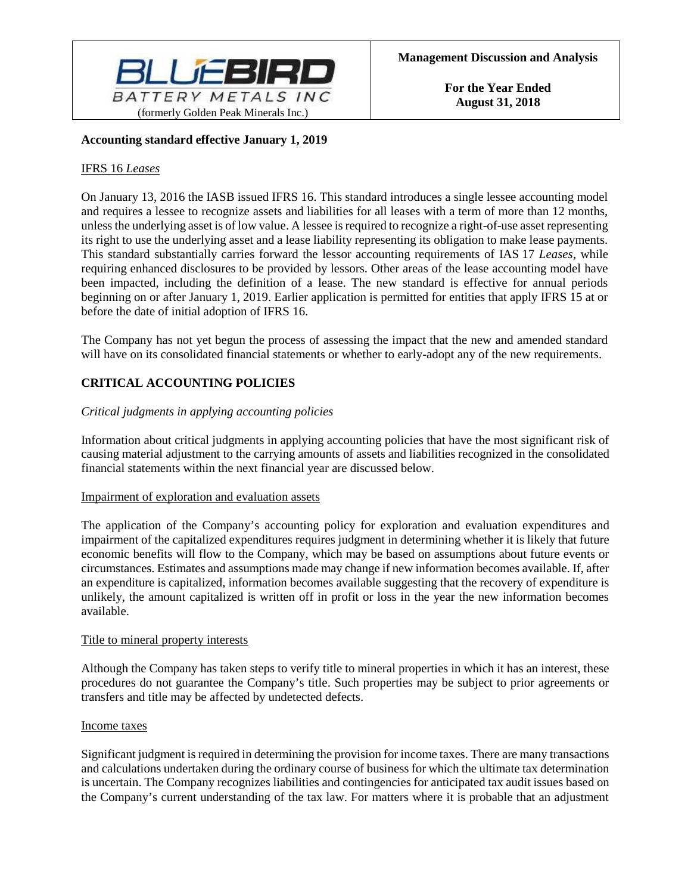**Accounting standard effective January 1, 2019**

IFRS 16 *Leases*

On January 13, 2016 the IASB issued IFRS 16. This standard introduces a single lessee accounting model and requires a lessee to recognize assets and liabilities for all leases with a term of more than 12 months, unless the underlying asset is of low value. A lessee is required to recognize a right-of-use asset representing its right to use the underlying asset and a lease liability representing its obligation to make lease payments. This standard substantially carries forward the lessor accounting requirements of IAS 17 *Leases*, while requiring enhanced disclosures to be provided by lessors. Other areas of the lease accounting model have been impacted, including the definition of a lease. The new standard is effective for annual periods beginning on or after January 1, 2019. Earlier application is permitted for entities that apply IFRS 15 at or before the date of initial adoption of IFRS 16.

The Company has not yet begun the process of assessing the impact that the new and amended standard will have on its consolidated financial statements or whether to early-adopt any of the new requirements.

## CRITICAL ACCOUNTING POLICIES

*Critical judgments in applying accounting policies*

Information about critical judgments in applying accounting policies that have the most significant risk of causing material adjustment to the carrying amounts of assets and liabilities recognized in the consolidated financial statements within the next financial year are discussed below.

Impairment of exploration and evaluation assets

The application of the Company's accounting policy for exploration and evaluation expenditures and impairment of the capitalized expenditures requires judgment in determining whether it is likely that future economic benefits will flow to the Company, which may be based on assumptions about future events or circumstances. Estimates and assumptions made may change if new information becomes available. If, after an expenditure is capitalized, information becomes available suggesting that the recovery of expenditure is unlikely, the amount capitalized is written off in profit or loss in the year the new information becomes available.

Title to mineral property interests

Although the Company has taken steps to verify title to mineral properties in which it has an interest, these procedures do not guarantee the Company's title. Such properties may be subject to prior agreements or transfers and title may be affected by undetected defects.

Income taxes

Significant judgment is required in determining the provision for income taxes. There are many transactions and calculations undertaken during the ordinary course of business for which the ultimate tax determination is uncertain. The Company recognizes liabilities and contingencies for anticipated tax audit issues based on the Company's current understanding of the tax law. For matters where it is probable that an adjustment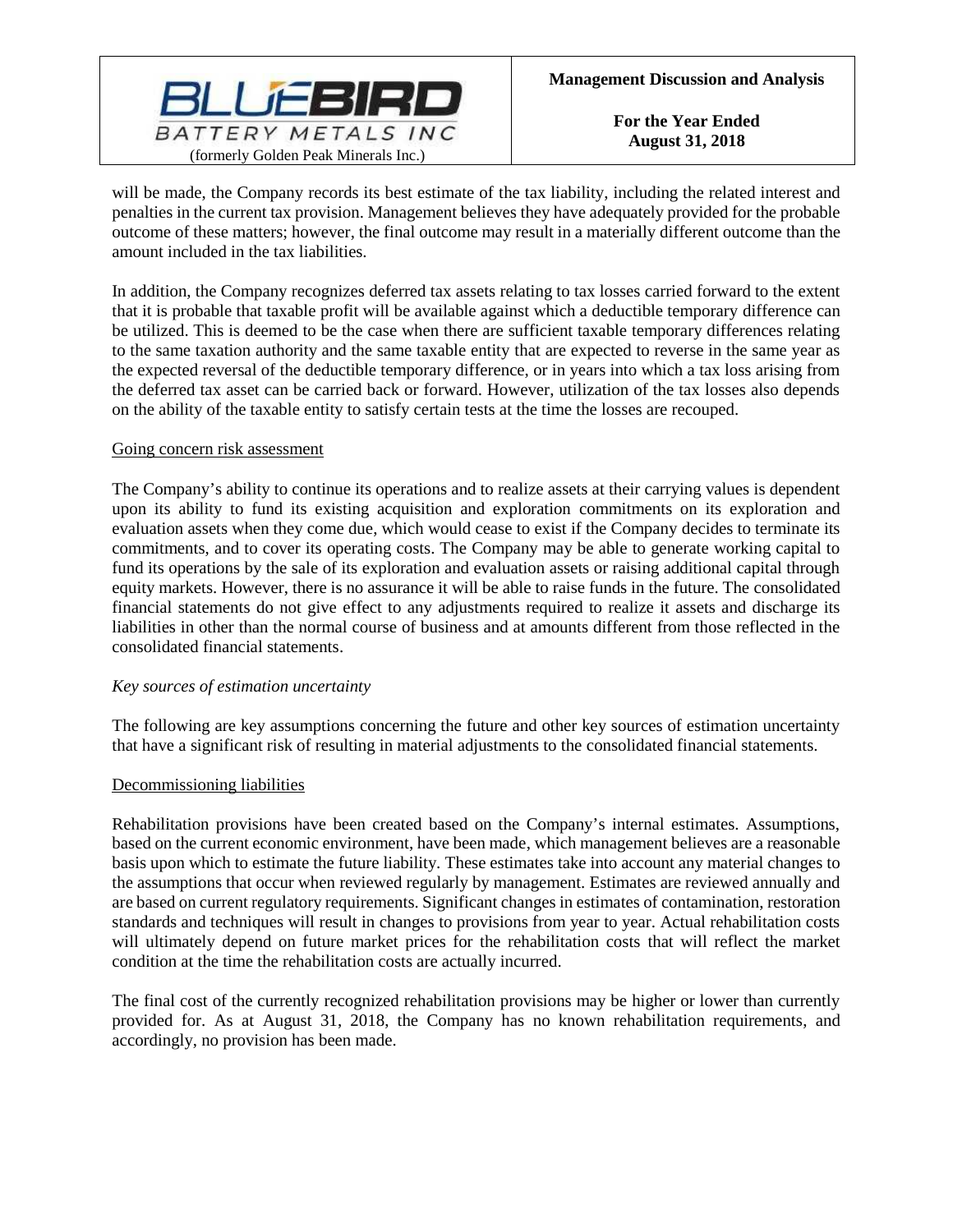will be made, the Company records its best estimate of the tax liability, including the related interest and penalties in the current tax provision. Management believes they have adequately provided for the probable outcome of these matters; however, the final outcome may result in a materially different outcome than the amount included in the tax liabilities.

In addition, the Company recognizes deferred tax assets relating to tax losses carried forward to the extent that it is probable that taxable profit will be available against which a deductible temporary difference can be utilized. This is deemed to be the case when there are sufficient taxable temporary differences relating to the same taxation authority and the same taxable entity that are expected to reverse in the same year as the expected reversal of the deductible temporary difference, or in years into which a tax loss arising from the deferred tax asset can be carried back or forward. However, utilization of the tax losses also depends on the ability of the taxable entity to satisfy certain tests at the time the losses are recouped.

Going concern risk assessment

The Company's ability to continue its operations and to realize assets at their carrying values is dependent upon its ability to fund its existing acquisition and exploration commitments on its exploration and evaluation assets when they come due, which would cease to exist if the Company decides to terminate its commitments, and to cover its operating costs. The Company may be able to generate working capital to fund its operations by the sale of its exploration and evaluation assets or raising additional capital through equity markets. However, there is no assurance it will be able to raise funds in the future. The consolidated financial statements do not give effect to any adjustments required to realize it assets and discharge its liabilities in other than the normal course of business and at amounts different from those reflected in the consolidated financial statements.

*Key sources of estimation uncertainty*

The following are key assumptions concerning the future and other key sources of estimation uncertainty that have a significant risk of resulting in material adjustments to the consolidated financial statements.

Decommissioning liabilities

Rehabilitation provisions have been created based on the Company's internal estimates. Assumptions, based on the current economic environment, have been made, which management believes are a reasonable basis upon which to estimate the future liability. These estimates take into account any material changes to the assumptions that occur when reviewed regularly by management. Estimates are reviewed annually and are based on current regulatory requirements. Significant changes in estimates of contamination, restoration standards and techniques will result in changes to provisions from year to year. Actual rehabilitation costs will ultimately depend on future market prices for the rehabilitation costs that will reflect the market condition at the time the rehabilitation costs are actually incurred.

The final cost of the currently recognized rehabilitation provisions may be higher or lower than currently provided for. As at August 31, 2018, the Company has no known rehabilitation requirements, and accordingly, no provision has been made.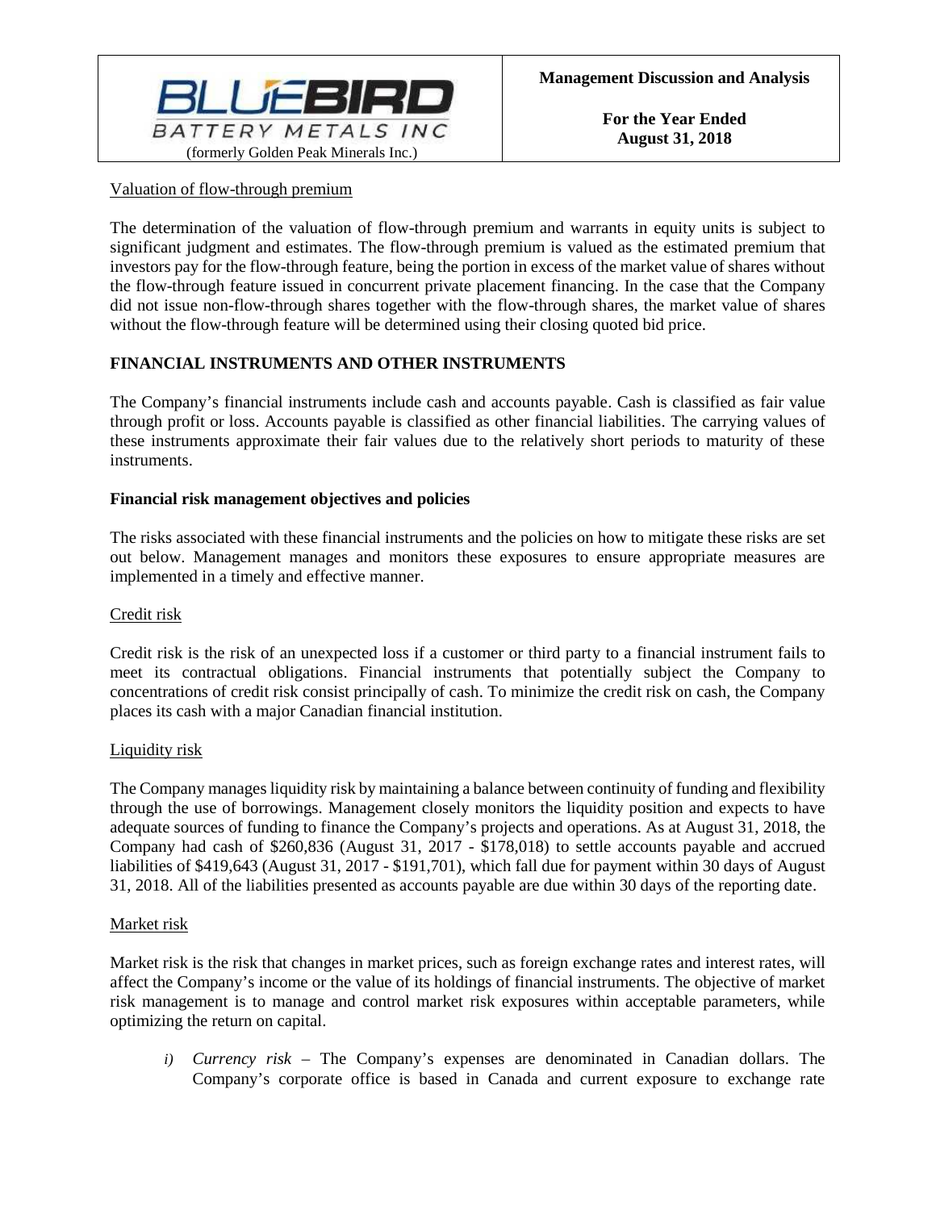Valuation of flow-through premium

The determination of the valuation of flow-through premium and warrants in equity units is subject to significant judgment and estimates. The flow-through premium is valued as the estimated premium that investors pay for the flow-through feature, being the portion in excess of the market value of shares without the flow-through feature issued in concurrent private placement financing. In the case that the Company did not issue non-flow-through shares together with the flow-through shares, the market value of shares without the flow-through feature will be determined using their closing quoted bid price.

## FINANCIAL INSTRUMENTS AND OTHER INSTRUMENTS

The Company's financial instruments include cash and accounts payable. Cash is classified as fair value through profit or loss. Accounts payable is classified as other financial liabilities. The carrying values of these instruments approximate their fair values due to the relatively short periods to maturity of these instruments.

### Financial risk management objectives and policies

The risks associated with these financial instruments and the policies on how to mitigate these risks are set out below. Management manages and monitors these exposures to ensure appropriate measures are implemented in a timely and effective manner.

Credit risk

Credit risk is the risk of an unexpected loss if a customer or third party to a financial instrument fails to meet its contractual obligations. Financial instruments that potentially subject the Company to concentrations of credit risk consist principally of cash. To minimize the credit risk on cash, the Company places its cash with a major Canadian financial institution.

Liquidity risk

The Company manages liquidity risk by maintaining a balance between continuity of funding and flexibility through the use of borrowings. Management closely monitors the liquidity position and expects to have adequate sources of funding to finance the Company's projects and operations. As at August 31, 2018, the Company had cash of $260,836 (August 31, 2017 - $178,018) to settle accounts payable and accrued liabilities of $419,643 (August 31, 2017 - $191,701), which fall due for payment within 30 days of August 31, 2018. All of the liabilities presented as accounts payable are due within 30 days of the reporting date.

Market risk

Market risk is the risk that changes in market prices, such as foreign exchange rates and interest rates, will affect the Company's income or the value of its holdings of financial instruments. The objective of market risk management is to manage and control market risk exposures within acceptable parameters, while optimizing the return on capital.

*i)* *Currency risk* – The Company's expenses are denominated in Canadian dollars. The Company's corporate office is based in Canada and current exposure to exchange rate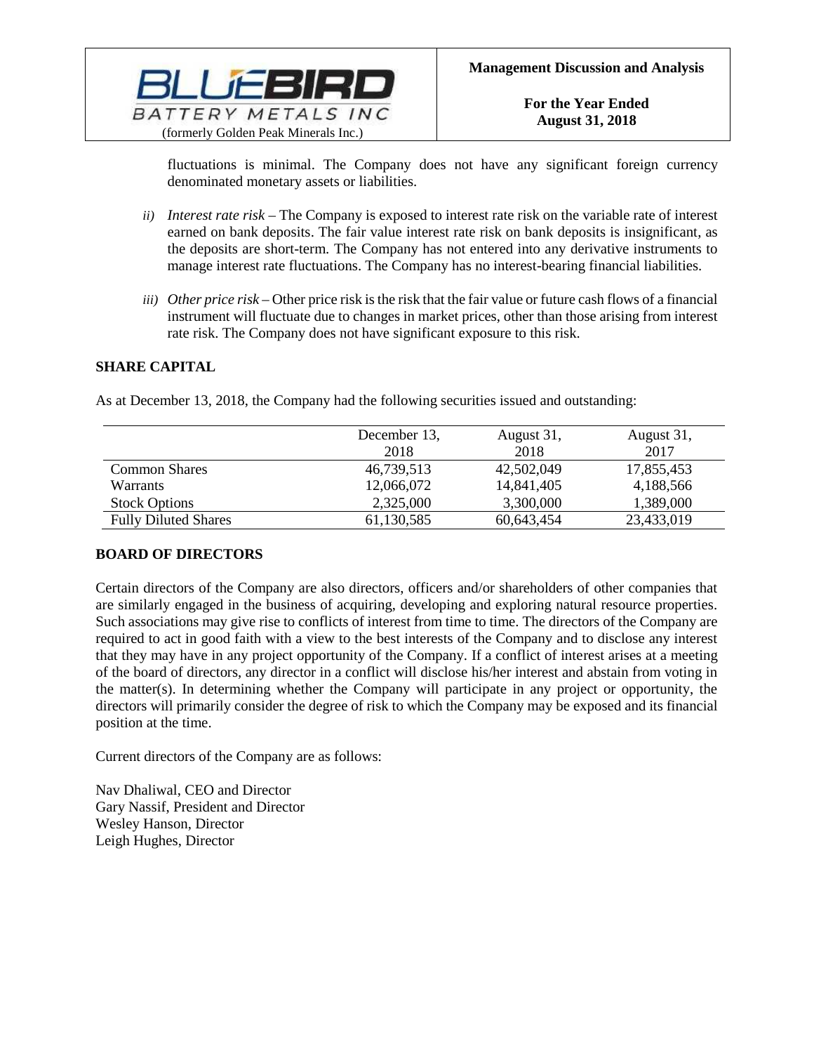fluctuations is minimal. The Company does not have any significant foreign currency denominated monetary assets or liabilities.

*ii) Interest rate risk* – The Company is exposed to interest rate risk on the variable rate of interest earned on bank deposits. The fair value interest rate risk on bank deposits is insignificant, as the deposits are short-term. The Company has not entered into any derivative instruments to manage interest rate fluctuations. The Company has no interest-bearing financial liabilities.

*iii) Other price risk* – Other price risk is the risk that the fair value or future cash flows of a financial instrument will fluctuate due to changes in market prices, other than those arising from interest rate risk. The Company does not have significant exposure to this risk.

## SHARE CAPITAL

As at December 13, 2018, the Company had the following securities issued and outstanding:

| | December 13, 2018 | August 31, 2018 | August 31, 2017 |
|---|---|---|---|
| Common Shares | 46,739,513 | 42,502,049 | 17,855,453 |
| Warrants | 12,066,072 | 14,841,405 | 4,188,566 |
| Stock Options | 2,325,000 | 3,300,000 | 1,389,000 |
| Fully Diluted Shares | 61,130,585 | 60,643,454 | 23,433,019 |

## BOARD OF DIRECTORS

Certain directors of the Company are also directors, officers and/or shareholders of other companies that are similarly engaged in the business of acquiring, developing and exploring natural resource properties. Such associations may give rise to conflicts of interest from time to time. The directors of the Company are required to act in good faith with a view to the best interests of the Company and to disclose any interest that they may have in any project opportunity of the Company. If a conflict of interest arises at a meeting of the board of directors, any director in a conflict will disclose his/her interest and abstain from voting in the matter(s). In determining whether the Company will participate in any project or opportunity, the directors will primarily consider the degree of risk to which the Company may be exposed and its financial position at the time.

Current directors of the Company are as follows:

Nav Dhaliwal, CEO and Director
Gary Nassif, President and Director
Wesley Hanson, Director
Leigh Hughes, Director